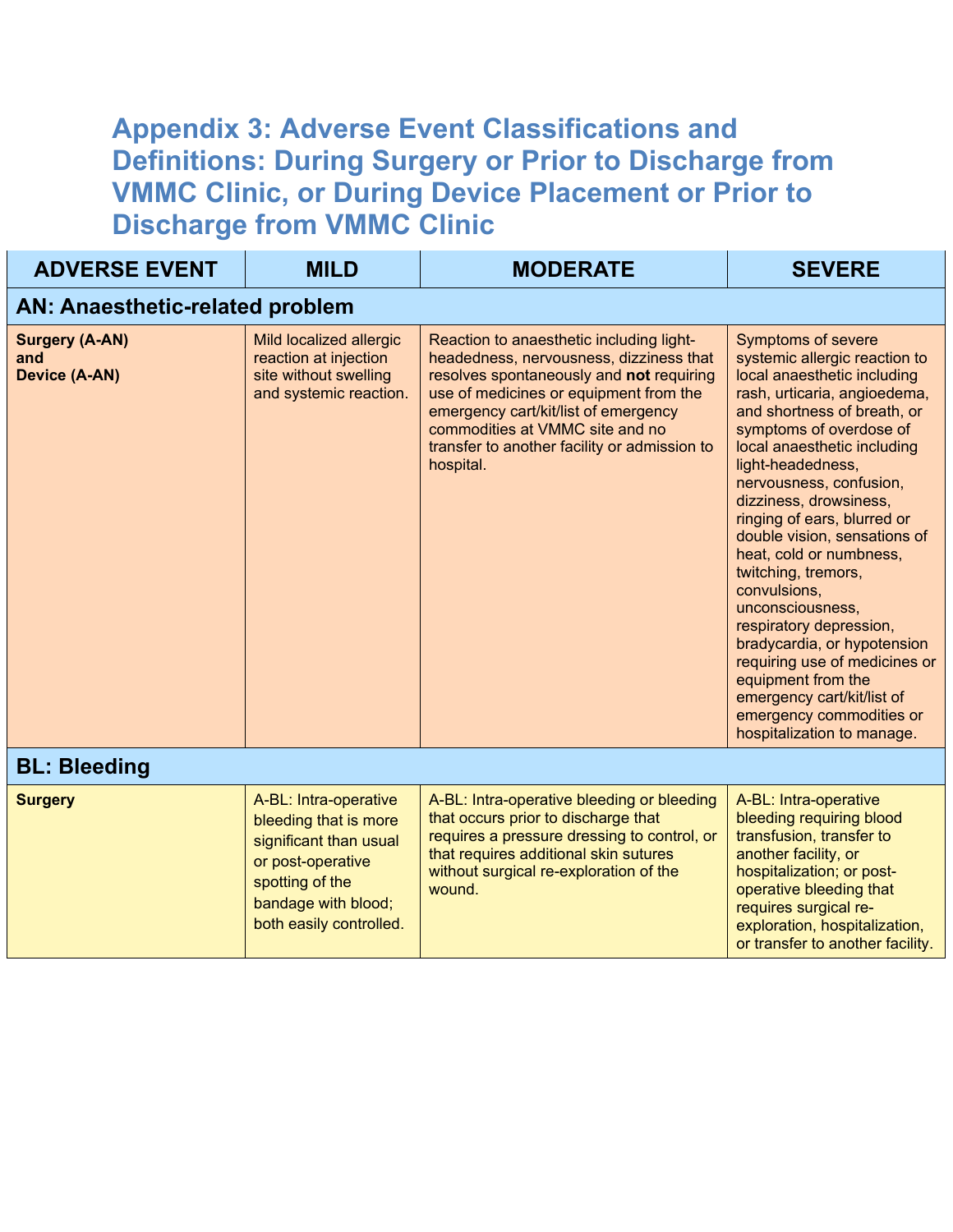# Appendix 3: Adverse Event Classifications and Definitions: During Surgery or Prior to Discharge from VMMC Clinic, or During Device Placement or Prior to Discharge from VMMC Clinic

| ADVERSE EVENT | MILD | MODERATE | SEVERE |
|---|---|---|---|
| **AN: Anaesthetic-related problem** | | | |
| **Surgery (A-AN) and Device (A-AN)** | Mild localized allergic reaction at injection site without swelling and systemic reaction. | Reaction to anaesthetic including light-headedness, nervousness, dizziness that resolves spontaneously and **not** requiring use of medicines or equipment from the emergency cart/kit/list of emergency commodities at VMMC site and no transfer to another facility or admission to hospital. | Symptoms of severe systemic allergic reaction to local anaesthetic including rash, urticaria, angioedema, and shortness of breath, or symptoms of overdose of local anaesthetic including light-headedness, nervousness, confusion, dizziness, drowsiness, ringing of ears, blurred or double vision, sensations of heat, cold or numbness, twitching, tremors, convulsions, unconsciousness, respiratory depression, bradycardia, or hypotension requiring use of medicines or equipment from the emergency cart/kit/list of emergency commodities or hospitalization to manage. |
| **BL: Bleeding** | | | |
| **Surgery** | A-BL: Intra-operative bleeding that is more significant than usual or post-operative spotting of the bandage with blood; both easily controlled. | A-BL: Intra-operative bleeding or bleeding that occurs prior to discharge that requires a pressure dressing to control, or that requires additional skin sutures without surgical re-exploration of the wound. | A-BL: Intra-operative bleeding requiring blood transfusion, transfer to another facility, or hospitalization; or post-operative bleeding that requires surgical re-exploration, hospitalization, or transfer to another facility. |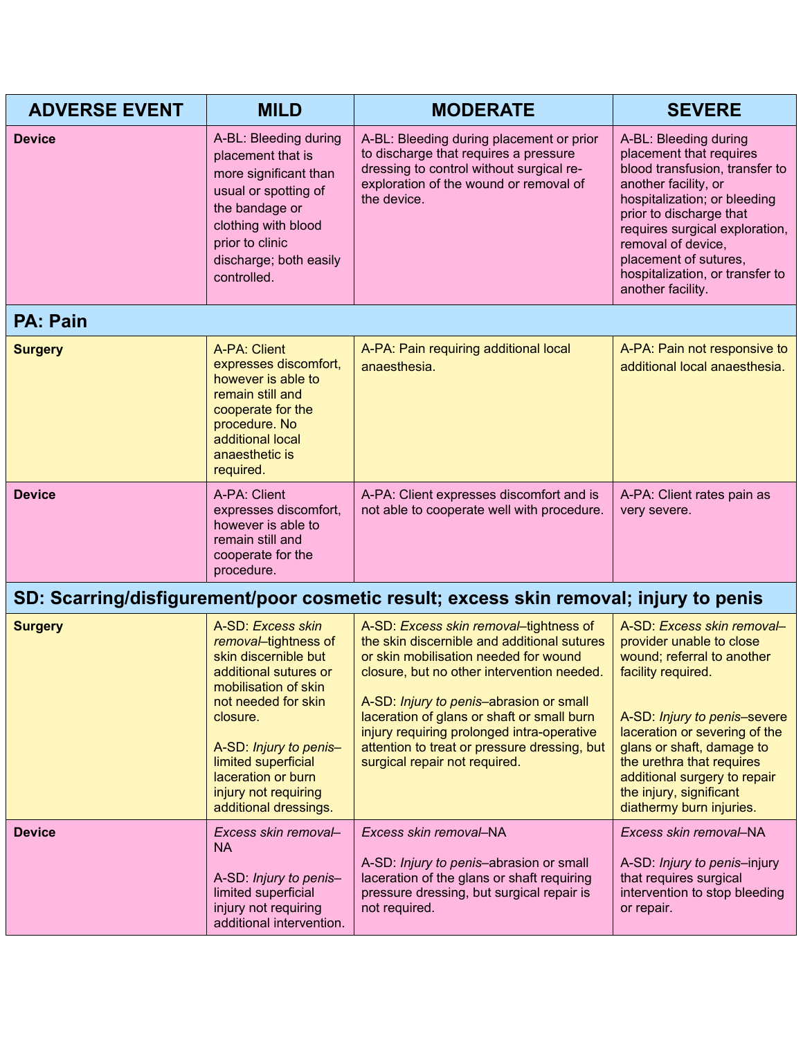| ADVERSE EVENT | MILD | MODERATE | SEVERE |
| --- | --- | --- | --- |
| **Device** | A-BL: Bleeding during placement that is more significant than usual or spotting of the bandage or clothing with blood prior to clinic discharge; both easily controlled. | A-BL: Bleeding during placement or prior to discharge that requires a pressure dressing to control without surgical re-exploration of the wound or removal of the device. | A-BL: Bleeding during placement that requires blood transfusion, transfer to another facility, or hospitalization; or bleeding prior to discharge that requires surgical exploration, removal of device, placement of sutures, hospitalization, or transfer to another facility. |
| **PA: Pain** | | | |
| **Surgery** | A-PA: Client expresses discomfort, however is able to remain still and cooperate for the procedure. No additional local anaesthetic is required. | A-PA: Pain requiring additional local anaesthesia. | A-PA: Pain not responsive to additional local anaesthesia. |
| **Device** | A-PA: Client expresses discomfort, however is able to remain still and cooperate for the procedure. | A-PA: Client expresses discomfort and is not able to cooperate well with procedure. | A-PA: Client rates pain as very severe. |
| **SD: Scarring/disfigurement/poor cosmetic result; excess skin removal; injury to penis** | | | |
| **Surgery** | A-SD: *Excess skin removal*–tightness of skin discernible but additional sutures or mobilisation of skin not needed for skin closure.<br><br>A-SD: *Injury to penis*–limited superficial laceration or burn injury not requiring additional dressings. | A-SD: *Excess skin removal*–tightness of the skin discernible and additional sutures or skin mobilisation needed for wound closure, but no other intervention needed.<br><br>A-SD: *Injury to penis*–abrasion or small laceration of glans or shaft or small burn injury requiring prolonged intra-operative attention to treat or pressure dressing, but surgical repair not required. | A-SD: *Excess skin removal*–provider unable to close wound; referral to another facility required.<br><br>A-SD: *Injury to penis*–severe laceration or severing of the glans or shaft, damage to the urethra that requires additional surgery to repair the injury, significant diathermy burn injuries. |
| **Device** | *Excess skin removal*–NA<br><br>A-SD: *Injury to penis*–limited superficial injury not requiring additional intervention. | *Excess skin removal*–NA<br><br>A-SD: *Injury to penis*–abrasion or small laceration of the glans or shaft requiring pressure dressing, but surgical repair is not required. | *Excess skin removal*–NA<br><br>A-SD: *Injury to penis*–injury that requires surgical intervention to stop bleeding or repair. |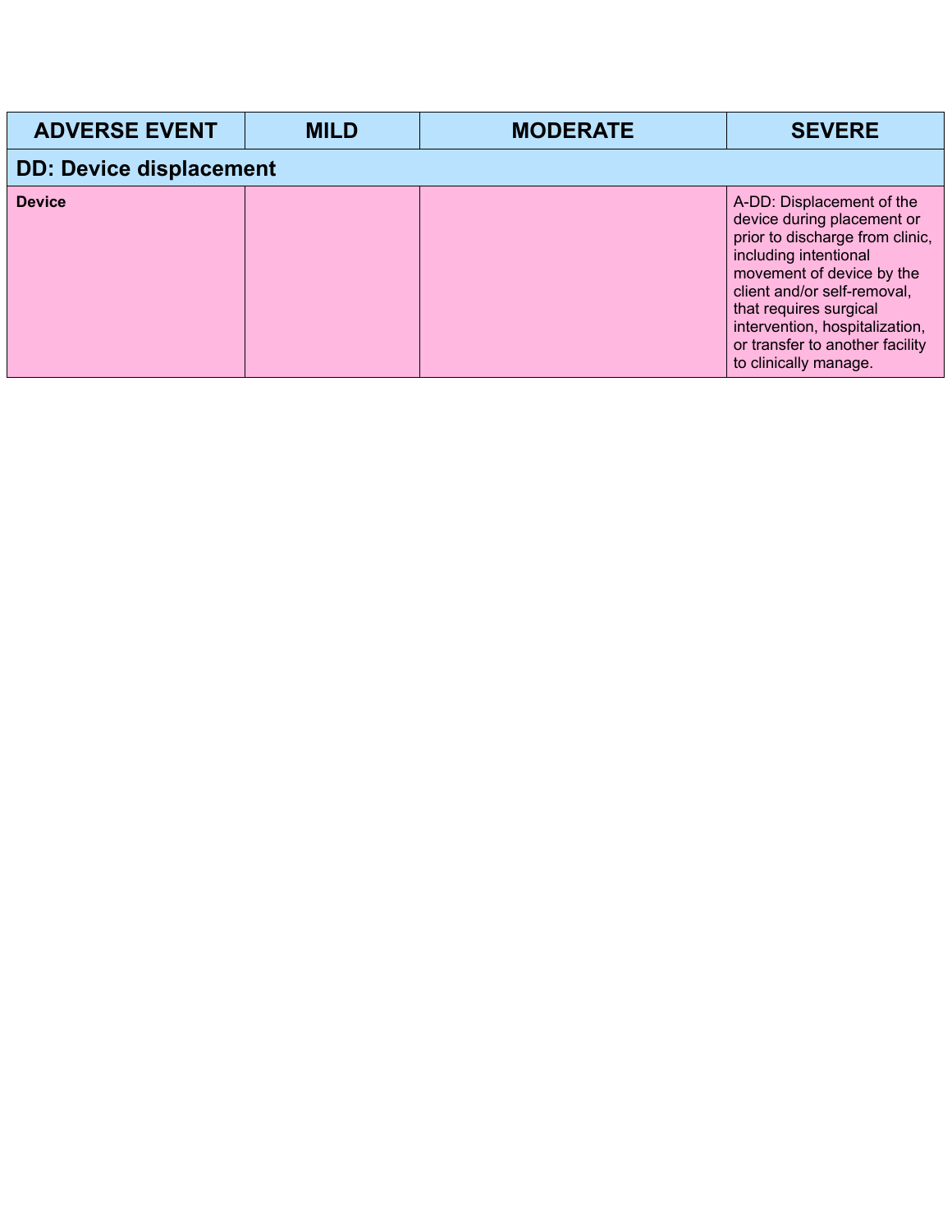| ADVERSE EVENT | MILD | MODERATE | SEVERE |
| --- | --- | --- | --- |
| **DD: Device displacement** | | | |
| **Device** | | | A-DD: Displacement of the device during placement or prior to discharge from clinic, including intentional movement of device by the client and/or self-removal, that requires surgical intervention, hospitalization, or transfer to another facility to clinically manage. |